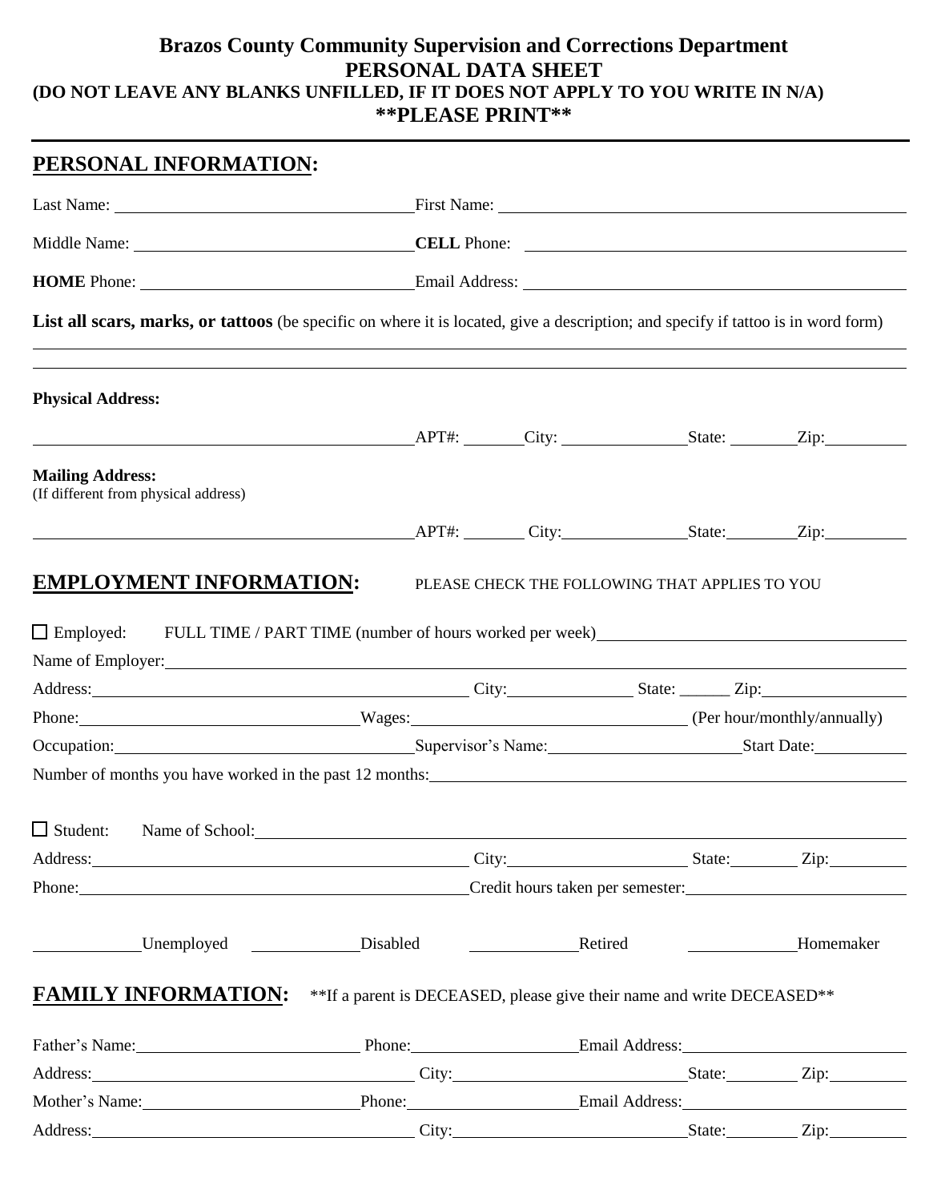# Brazos County Community Supervision and Corrections Department

## PERSONAL DATA SHEET

**(DO NOT LEAVE ANY BLANKS UNFILLED, IF IT DOES NOT APPLY TO YOU WRITE IN N/A)**

****PLEASE PRINT****

---

## PERSONAL INFORMATION:

Last Name: ______________________________ First Name: ______________________________

Middle Name: ______________________________ **CELL** Phone: ______________________________

**HOME** Phone: ______________________________ Email Address: ______________________________

**List all scars, marks, or tattoos** (be specific on where it is located, give a description; and specify if tattoo is in word form)

______________________________________________________________________

______________________________________________________________________

**Physical Address:**

______________________________ APT#: ______ City: ______________ State: ________ Zip: __________

**Mailing Address:**
(If different from physical address)

______________________________ APT#: ______ City: ______________ State: ________ Zip: __________

## EMPLOYMENT INFORMATION:

PLEASE CHECK THE FOLLOWING THAT APPLIES TO YOU

☐ Employed: FULL TIME / PART TIME (number of hours worked per week) ______________________________

Name of Employer: ______________________________________________________________________

Address: ______________________________ City: ______________ State: ______ Zip: ______________

Phone: ______________________________ Wages: ______________________________ (Per hour/monthly/annually)

Occupation: ______________________________ Supervisor's Name: ______________________ Start Date: __________

Number of months you have worked in the past 12 months: ______________________________________________

☐ Student: Name of School: ______________________________________________________________________

Address: ______________________________ City: ______________________ State: ________ Zip: __________

Phone: ______________________________ Credit hours taken per semester: ______________________________

____________ Unemployed ____________ Disabled ____________ Retired ____________ Homemaker

## FAMILY INFORMATION:

**If a parent is DECEASED, please give their name and write DECEASED**

Father's Name: ______________________ Phone: ______________________ Email Address: ______________________

Address: ______________________________ City: ______________________ State: ________ Zip: __________

Mother's Name: ______________________ Phone: ______________________ Email Address: ______________________

Address: ______________________________ City: ______________________ State: ________ Zip: __________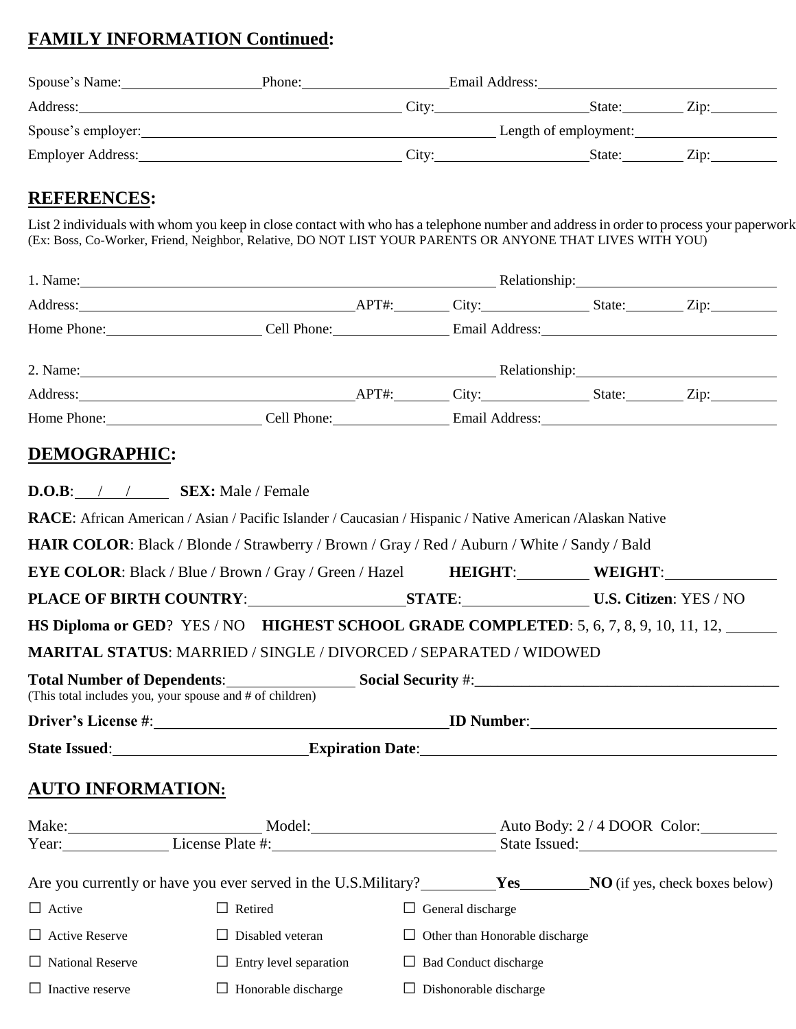## FAMILY INFORMATION Continued:

Spouse's Name:\_\_\_\_\_\_\_\_\_\_\_\_\_\_\_\_\_\_ Phone:\_\_\_\_\_\_\_\_\_\_\_\_\_\_\_\_\_\_ Email Address:\_\_\_\_\_\_\_\_\_\_\_\_\_\_\_\_\_\_\_\_\_\_\_\_\_\_\_\_

Address:\_\_\_\_\_\_\_\_\_\_\_\_\_\_\_\_\_\_\_\_\_\_\_\_\_\_\_\_\_\_\_\_\_\_\_\_\_\_\_\_ City:\_\_\_\_\_\_\_\_\_\_\_\_\_\_\_\_\_\_ State:\_\_\_\_\_\_\_ Zip:\_\_\_\_\_\_\_\_

Spouse's employer:\_\_\_\_\_\_\_\_\_\_\_\_\_\_\_\_\_\_\_\_\_\_\_\_\_\_\_\_\_\_\_\_\_\_\_\_\_\_\_\_\_\_ Length of employment:\_\_\_\_\_\_\_\_\_\_\_\_\_\_\_\_\_\_

Employer Address:\_\_\_\_\_\_\_\_\_\_\_\_\_\_\_\_\_\_\_\_\_\_\_\_\_\_\_\_\_\_\_\_\_\_ City:\_\_\_\_\_\_\_\_\_\_\_\_\_\_\_\_\_\_ State:\_\_\_\_\_\_\_ Zip:\_\_\_\_\_\_\_\_

## REFERENCES:

List 2 individuals with whom you keep in close contact with who has a telephone number and address in order to process your paperwork
(Ex: Boss, Co-Worker, Friend, Neighbor, Relative, DO NOT LIST YOUR PARENTS OR ANYONE THAT LIVES WITH YOU)

1. Name:\_\_\_\_\_\_\_\_\_\_\_\_\_\_\_\_\_\_\_\_\_\_\_\_\_\_\_\_\_\_\_\_\_\_\_\_\_\_\_\_\_\_\_\_\_\_\_\_\_\_\_\_ Relationship:\_\_\_\_\_\_\_\_\_\_\_\_\_\_\_\_\_\_\_\_\_\_\_\_\_\_

Address:\_\_\_\_\_\_\_\_\_\_\_\_\_\_\_\_\_\_\_\_\_\_\_\_\_\_\_\_\_\_\_\_\_\_\_\_ APT#:\_\_\_\_\_\_\_ City:\_\_\_\_\_\_\_\_\_\_\_\_\_\_ State:\_\_\_\_\_\_\_ Zip:\_\_\_\_\_\_\_\_

Home Phone:\_\_\_\_\_\_\_\_\_\_\_\_\_\_\_\_\_\_\_\_ Cell Phone:\_\_\_\_\_\_\_\_\_\_\_\_\_\_\_ Email Address:\_\_\_\_\_\_\_\_\_\_\_\_\_\_\_\_\_\_\_\_\_\_\_\_\_\_\_\_\_\_

2. Name:\_\_\_\_\_\_\_\_\_\_\_\_\_\_\_\_\_\_\_\_\_\_\_\_\_\_\_\_\_\_\_\_\_\_\_\_\_\_\_\_\_\_\_\_\_\_\_\_\_\_\_\_ Relationship:\_\_\_\_\_\_\_\_\_\_\_\_\_\_\_\_\_\_\_\_\_\_\_\_\_\_

Address:\_\_\_\_\_\_\_\_\_\_\_\_\_\_\_\_\_\_\_\_\_\_\_\_\_\_\_\_\_\_\_\_\_\_\_\_ APT#:\_\_\_\_\_\_\_ City:\_\_\_\_\_\_\_\_\_\_\_\_\_\_ State:\_\_\_\_\_\_\_ Zip:\_\_\_\_\_\_\_\_

Home Phone:\_\_\_\_\_\_\_\_\_\_\_\_\_\_\_\_\_\_\_\_ Cell Phone:\_\_\_\_\_\_\_\_\_\_\_\_\_\_\_ Email Address:\_\_\_\_\_\_\_\_\_\_\_\_\_\_\_\_\_\_\_\_\_\_\_\_\_\_\_\_\_\_

## DEMOGRAPHIC:

**D.O.B**: \_\_\_/\_\_\_/\_\_\_\_ **SEX:** Male / Female

**RACE**: African American / Asian / Pacific Islander / Caucasian / Hispanic / Native American /Alaskan Native

**HAIR COLOR**: Black / Blonde / Strawberry / Brown / Gray / Red / Auburn / White / Sandy / Bald

**EYE COLOR**: Black / Blue / Brown / Gray / Green / Hazel **HEIGHT**:\_\_\_\_\_\_\_\_\_ **WEIGHT**:\_\_\_\_\_\_\_\_\_\_\_\_\_\_

**PLACE OF BIRTH COUNTRY**:\_\_\_\_\_\_\_\_\_\_\_\_\_\_\_\_\_\_\_\_ **STATE**:\_\_\_\_\_\_\_\_\_\_\_\_\_\_\_\_ **U.S. Citizen**: YES / NO

**HS Diploma or GED**? YES / NO **HIGHEST SCHOOL GRADE COMPLETED**: 5, 6, 7, 8, 9, 10, 11, 12, \_\_\_\_\_\_

**MARITAL STATUS**: MARRIED / SINGLE / DIVORCED / SEPARATED / WIDOWED

**Total Number of Dependents**:\_\_\_\_\_\_\_\_\_\_\_\_\_\_\_\_ **Social Security** #:\_\_\_\_\_\_\_\_\_\_\_\_\_\_\_\_\_\_\_\_\_\_\_\_\_\_\_\_\_\_\_\_\_\_\_\_\_\_
(This total includes you, your spouse and # of children)

**Driver's License #**:\_\_\_\_\_\_\_\_\_\_\_\_\_\_\_\_\_\_\_\_\_\_\_\_\_\_\_\_\_\_\_\_\_\_\_\_ **ID Number**:\_\_\_\_\_\_\_\_\_\_\_\_\_\_\_\_\_\_\_\_\_\_\_\_\_\_\_\_\_\_

**State Issued**:\_\_\_\_\_\_\_\_\_\_\_\_\_\_\_\_\_\_\_\_\_\_\_\_\_ **Expiration Date**:\_\_\_\_\_\_\_\_\_\_\_\_\_\_\_\_\_\_\_\_\_\_\_\_\_\_\_\_\_\_\_\_\_\_\_\_\_\_\_\_\_\_\_

## AUTO INFORMATION:

Make:\_\_\_\_\_\_\_\_\_\_\_\_\_\_\_\_\_\_\_\_\_\_\_\_ Model:\_\_\_\_\_\_\_\_\_\_\_\_\_\_\_\_\_\_\_\_\_\_\_ Auto Body: 2 / 4 DOOR Color:\_\_\_\_\_\_\_\_\_
Year:\_\_\_\_\_\_\_\_\_\_\_\_\_ License Plate #:\_\_\_\_\_\_\_\_\_\_\_\_\_\_\_\_\_\_\_\_\_\_\_\_\_\_\_\_ State Issued:\_\_\_\_\_\_\_\_\_\_\_\_\_\_\_\_\_\_\_\_\_\_\_\_

Are you currently or have you ever served in the U.S.Military?\_\_\_\_\_\_\_\_\_**Yes**\_\_\_\_\_\_\_\_\_**NO** (if yes, check boxes below)

☐ Active ☐ Retired ☐ General discharge

☐ Active Reserve ☐ Disabled veteran ☐ Other than Honorable discharge

☐ National Reserve ☐ Entry level separation ☐ Bad Conduct discharge

☐ Inactive reserve ☐ Honorable discharge ☐ Dishonorable discharge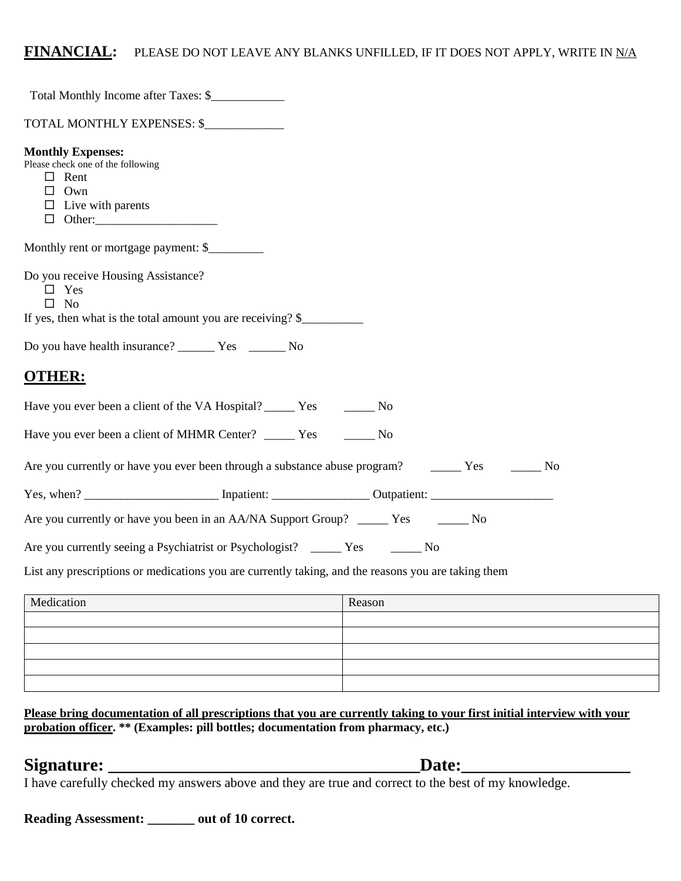## **FINANCIAL:** PLEASE DO NOT LEAVE ANY BLANKS UNFILLED, IF IT DOES NOT APPLY, WRITE IN N/A

Total Monthly Income after Taxes: $____________

TOTAL MONTHLY EXPENSES: $_____________

**Monthly Expenses:**
Please check one of the following

- ☐ Rent
- ☐ Own
- ☐ Live with parents
- ☐ Other:____________________

Monthly rent or mortgage payment: $_________

Do you receive Housing Assistance?

- ☐ Yes
- ☐ No

If yes, then what is the total amount you are receiving? $__________

Do you have health insurance? ______ Yes ______ No

## **OTHER:**

Have you ever been a client of the VA Hospital? _____ Yes _____ No

Have you ever been a client of MHMR Center? _____ Yes _____ No

Are you currently or have you ever been through a substance abuse program? _____ Yes _____ No

Yes, when? ______________________ Inpatient: ________________ Outpatient: ____________________

Are you currently or have you been in an AA/NA Support Group? _____ Yes _____ No

Are you currently seeing a Psychiatrist or Psychologist? _____ Yes _____ No

List any prescriptions or medications you are currently taking, and the reasons you are taking them

| Medication | Reason |
|---|---|
| | |
| | |
| | |
| | |
| | |

**Please bring documentation of all prescriptions that you are currently taking to your first initial interview with your probation officer. \*\* (Examples: pill bottles; documentation from pharmacy, etc.)**

**Signature: ______________________________________Date:____________________**

I have carefully checked my answers above and they are true and correct to the best of my knowledge.

**Reading Assessment: _______ out of 10 correct.**